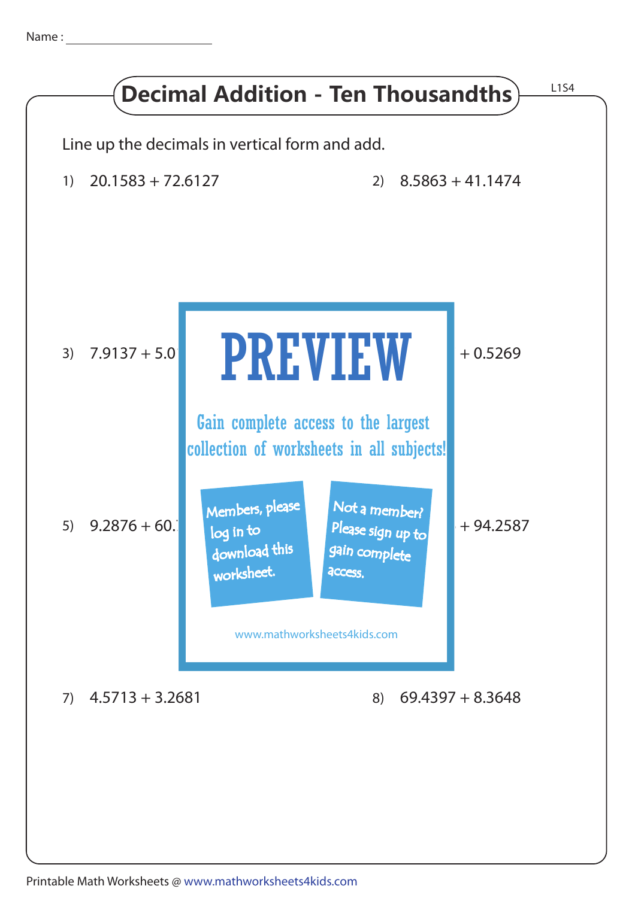Name : ______________________

# Decimal Addition - Ten Thousandths

L1S4

Line up the decimals in vertical form and add.

1) 20.1583 + 72.6127

2) 8.5863 + 41.1474

3) 7.9137 + 5.0

4) + 0.5269

# PREVIEW

Gain complete access to the largest collection of worksheets in all subjects!

Members, please log in to download this worksheet.

Not a member? Please sign up to gain complete access.

www.mathworksheets4kids.com

5) 9.2876 + 60.

6) + 94.2587

7) 4.5713 + 3.2681

8) 69.4397 + 8.3648

Printable Math Worksheets @ www.mathworksheets4kids.com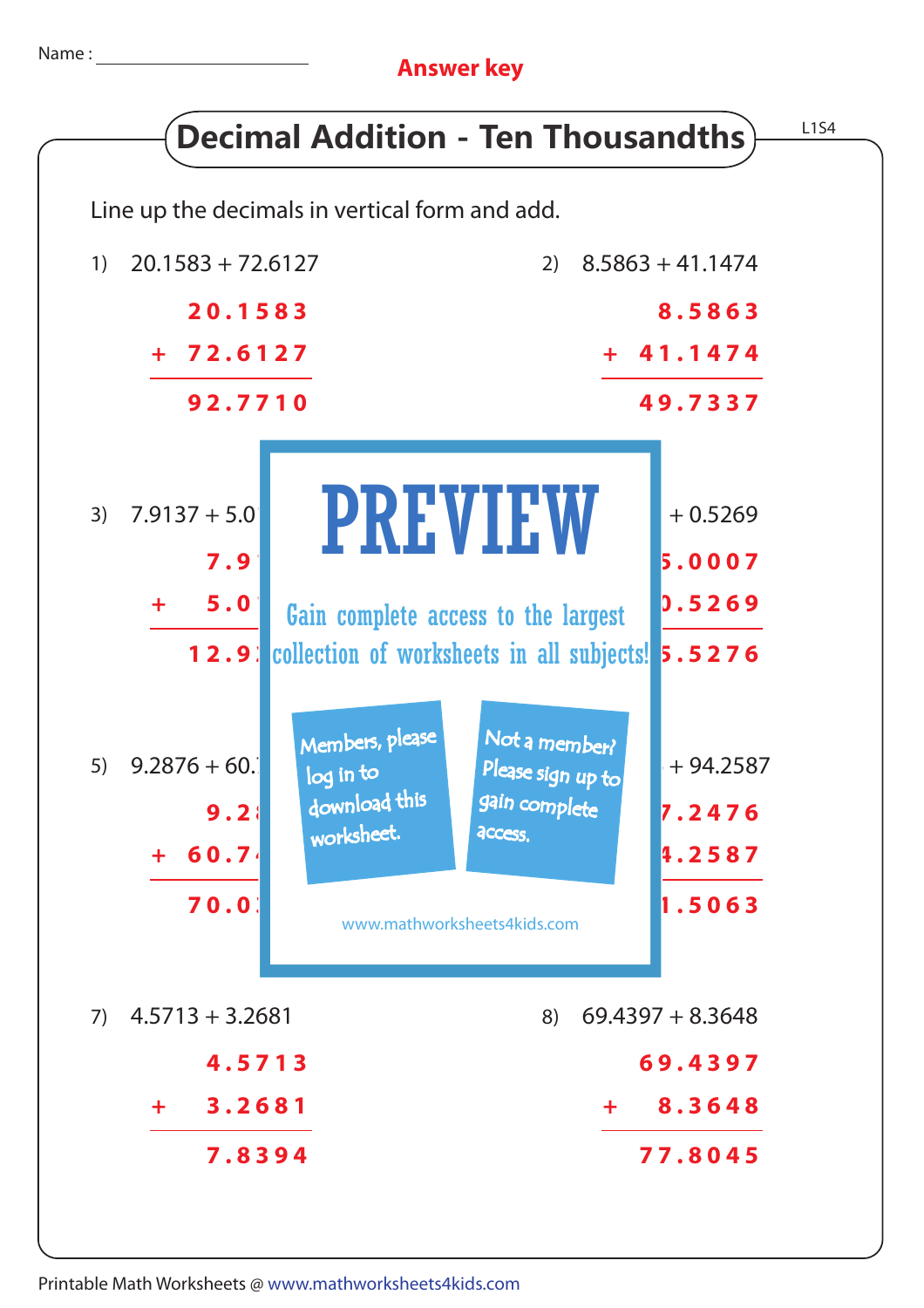Name : ______________________

**Answer key**

# Decimal Addition - Ten Thousandths

L1S4

Line up the decimals in vertical form and add.

1) 20.1583 + 72.6127

```
   20.1583
+  72.6127
----------
   92.7710
```

2) 8.5863 + 41.1474

```
    8.5863
+  41.1474
----------
   49.7337
```

3) 7.9137 + 5.0

```
    7.9
+   5.0
----------
   12.9
```

+ 0.5269

```
   5.0007
   0.5269
----------
   5.5276
```

5) 9.2876 + 60.

```
    9.2
+  60.7
----------
   70.0
```

+ 94.2587

```
   7.2476
   4.2587
----------
   1.5063
```

PREVIEW

Gain complete access to the largest collection of worksheets in all subjects!

Members, please log in to download this worksheet.

Not a member? Please sign up to gain complete access.

www.mathworksheets4kids.com

7) 4.5713 + 3.2681

```
    4.5713
+   3.2681
----------
    7.8394
```

8) 69.4397 + 8.3648

```
   69.4397
+   8.3648
----------
   77.8045
```

Printable Math Worksheets @ www.mathworksheets4kids.com